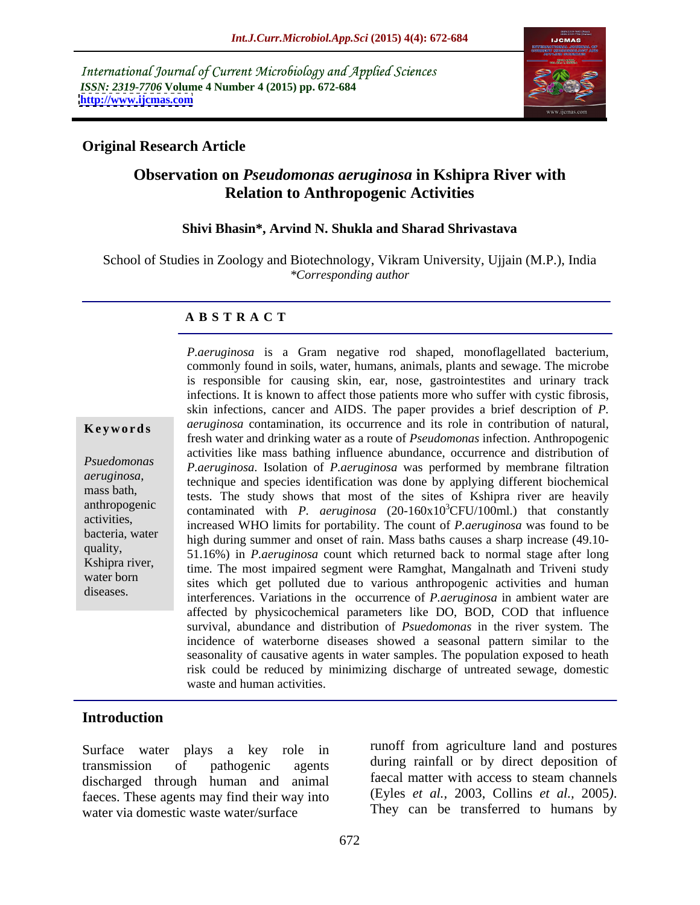International Journal of Current Microbiology and Applied Sciences
*ISSN: 2319-7706* **Volume 4 Number 4 (2015) pp. 672-684**
**http://www.ijcmas.com**

**Original Research Article**

# Observation on *Pseudomonas aeruginosa* in Kshipra River with Relation to Anthropogenic Activities

**Shivi Bhasin\*, Arvind N. Shukla and Sharad Shrivastava**

School of Studies in Zoology and Biotechnology, Vikram University, Ujjain (M.P.), India
*\*Corresponding author*

## A B S T R A C T

**Keywords**

*Psuedomonas aeruginosa*, mass bath, anthropogenic activities, bacteria, water quality, Kshipra river, water born diseases.

*P.aeruginosa* is a Gram negative rod shaped, monoflagellated bacterium, commonly found in soils, water, humans, animals, plants and sewage. The microbe is responsible for causing skin, ear, nose, gastrointestites and urinary track infections. It is known to affect those patients more who suffer with cystic fibrosis, skin infections, cancer and AIDS. The paper provides a brief description of *P. aeruginosa* contamination, its occurrence and its role in contribution of natural, fresh water and drinking water as a route of *Pseudomonas* infection. Anthropogenic activities like mass bathing influence abundance, occurrence and distribution of *P.aeruginosa*. Isolation of *P.aeruginosa* was performed by membrane filtration technique and species identification was done by applying different biochemical tests. The study shows that most of the sites of Kshipra river are heavily contaminated with *P. aeruginosa* (20-160x$10^3$CFU/100ml.) that constantly increased WHO limits for portability. The count of *P.aeruginosa* was found to be high during summer and onset of rain. Mass baths causes a sharp increase (49.10-51.16%) in *P.aeruginosa* count which returned back to normal stage after long time. The most impaired segment were Ramghat, Mangalnath and Triveni study sites which get polluted due to various anthropogenic activities and human interferences. Variations in the occurrence of *P.aeruginosa* in ambient water are affected by physicochemical parameters like DO, BOD, COD that influence survival, abundance and distribution of *Psuedomonas* in the river system. The incidence of waterborne diseases showed a seasonal pattern similar to the seasonality of causative agents in water samples. The population exposed to heath risk could be reduced by minimizing discharge of untreated sewage, domestic waste and human activities.

## Introduction

Surface water plays a key role in transmission of pathogenic agents discharged through human and animal faeces. These agents may find their way into water via domestic waste water/surface runoff from agriculture land and postures during rainfall or by direct deposition of faecal matter with access to steam channels (Eyles *et al.,* 2003, Collins *et al.,* 2005). They can be transferred to humans by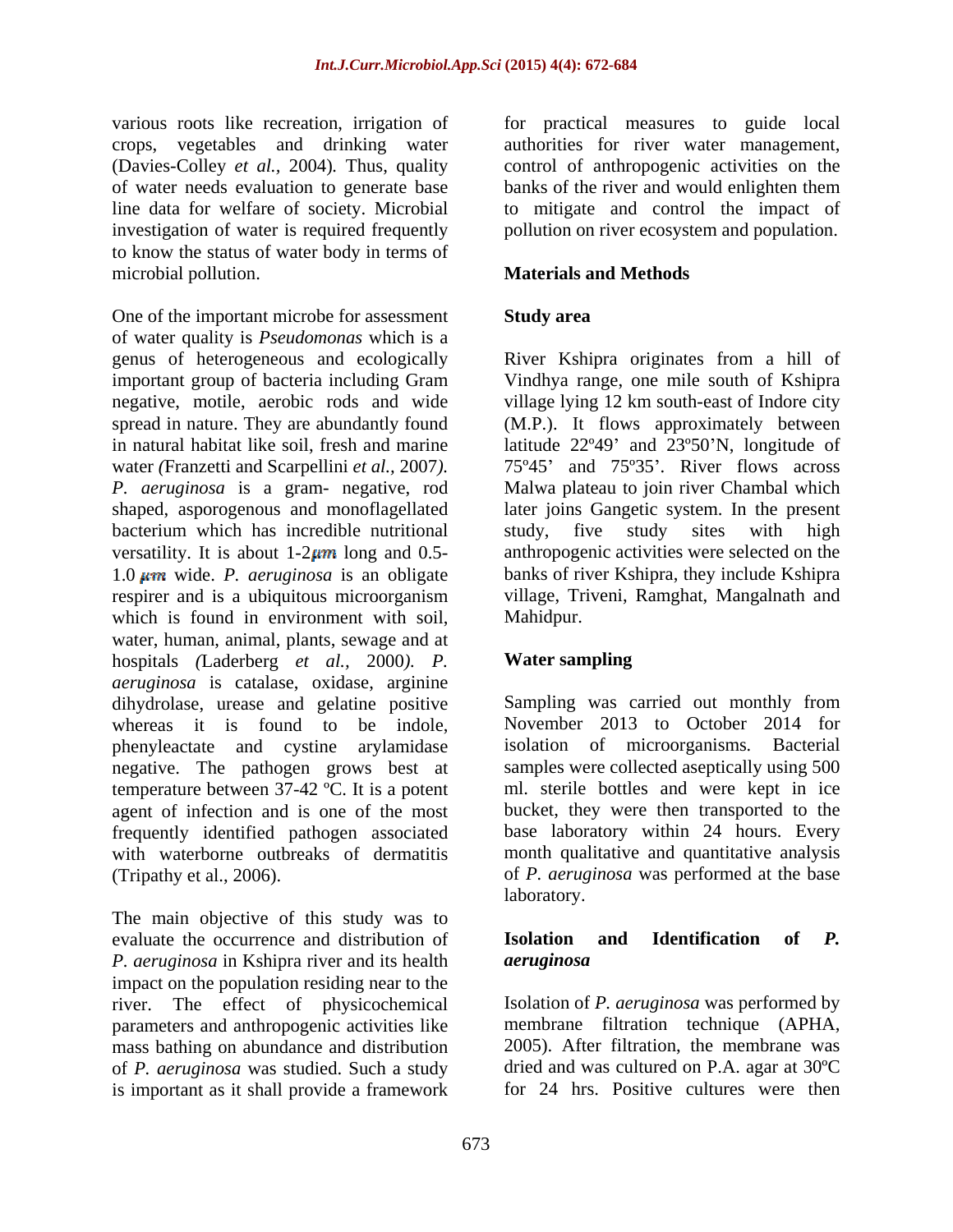various roots like recreation, irrigation of crops, vegetables and drinking water (Davies-Colley *et al.,* 2004)*.* Thus, quality of water needs evaluation to generate base line data for welfare of society. Microbial investigation of water is required frequently to know the status of water body in terms of microbial pollution.

One of the important microbe for assessment of water quality is *Pseudomonas* which is a genus of heterogeneous and ecologically important group of bacteria including Gram negative, motile, aerobic rods and wide spread in nature. They are abundantly found in natural habitat like soil, fresh and marine water *(*Franzetti and Scarpellini *et al.,* 2007*). P. aeruginosa* is a gram- negative, rod shaped, asporogenous and monoflagellated bacterium which has incredible nutritional versatility. It is about 1-2μm long and 0.5-1.0 μm wide. *P. aeruginosa* is an obligate respirer and is a ubiquitous microorganism which is found in environment with soil, water, human, animal, plants, sewage and at hospitals *(*Laderberg *et al.,* 2000*). P. aeruginosa* is catalase, oxidase, arginine dihydrolase, urease and gelatine positive whereas it is found to be indole, phenyleactate and cystine arylamidase negative. The pathogen grows best at temperature between 37-42 ºC. It is a potent agent of infection and is one of the most frequently identified pathogen associated with waterborne outbreaks of dermatitis (Tripathy et al., 2006).

The main objective of this study was to evaluate the occurrence and distribution of *P. aeruginosa* in Kshipra river and its health impact on the population residing near to the river. The effect of physicochemical parameters and anthropogenic activities like mass bathing on abundance and distribution of *P. aeruginosa* was studied. Such a study is important as it shall provide a framework for practical measures to guide local authorities for river water management, control of anthropogenic activities on the banks of the river and would enlighten them to mitigate and control the impact of pollution on river ecosystem and population.

## Materials and Methods

### Study area

River Kshipra originates from a hill of Vindhya range, one mile south of Kshipra village lying 12 km south-east of Indore city (M.P.). It flows approximately between latitude 22º49' and 23º50'N, longitude of 75º45' and 75º35'. River flows across Malwa plateau to join river Chambal which later joins Gangetic system. In the present study, five study sites with high anthropogenic activities were selected on the banks of river Kshipra, they include Kshipra village, Triveni, Ramghat, Mangalnath and Mahidpur.

### Water sampling

Sampling was carried out monthly from November 2013 to October 2014 for isolation of microorganisms. Bacterial samples were collected aseptically using 500 ml. sterile bottles and were kept in ice bucket, they were then transported to the base laboratory within 24 hours. Every month qualitative and quantitative analysis of *P. aeruginosa* was performed at the base laboratory.

### Isolation and Identification of *P. aeruginosa*

Isolation of *P. aeruginosa* was performed by membrane filtration technique (APHA, 2005). After filtration, the membrane was dried and was cultured on P.A. agar at 30ºC for 24 hrs. Positive cultures were then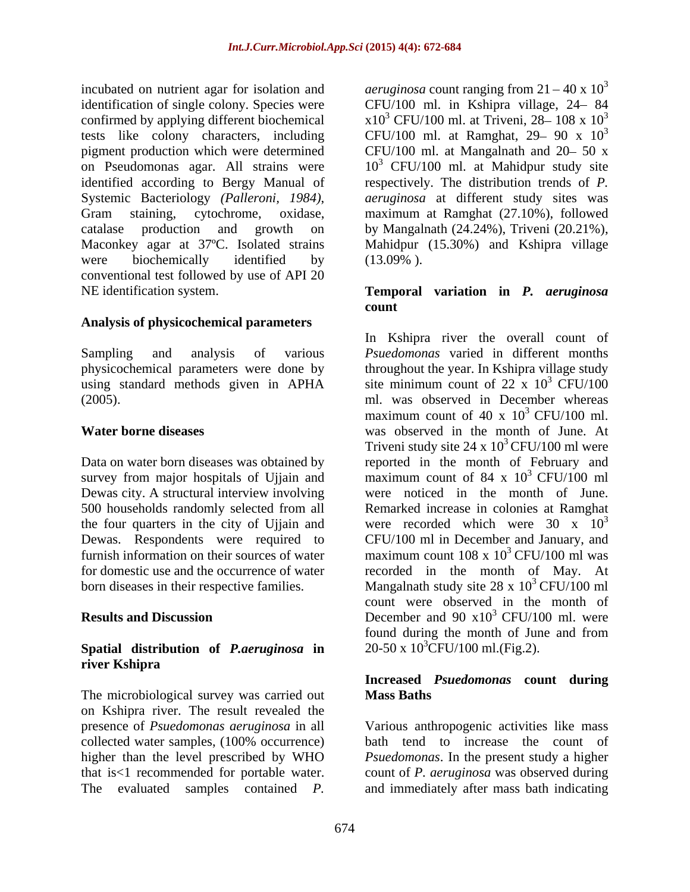incubated on nutrient agar for isolation and identification of single colony. Species were confirmed by applying different biochemical tests like colony characters, including pigment production which were determined on Pseudomonas agar. All strains were identified according to Bergy Manual of Systemic Bacteriology *(Palleroni, 1984)*, Gram staining, cytochrome, oxidase, catalase production and growth on Maconkey agar at 37ºC. Isolated strains were biochemically identified by conventional test followed by use of API 20 NE identification system.

**Analysis of physicochemical parameters**

Sampling and analysis of various physicochemical parameters were done by using standard methods given in APHA (2005).

**Water borne diseases**

Data on water born diseases was obtained by survey from major hospitals of Ujjain and Dewas city. A structural interview involving 500 households randomly selected from all the four quarters in the city of Ujjain and Dewas. Respondents were required to furnish information on their sources of water for domestic use and the occurrence of water born diseases in their respective families.

## Results and Discussion

### Spatial distribution of *P.aeruginosa* in river Kshipra

The microbiological survey was carried out on Kshipra river. The result revealed the presence of *Psuedomonas aeruginosa* in all collected water samples, (100% occurrence) higher than the level prescribed by WHO that is<1 recommended for portable water. The evaluated samples contained *P. aeruginosa* count ranging from 21 – 40 x $10^3$ CFU/100 ml. in Kshipra village, 24– 84 x$10^3$ CFU/100 ml. at Triveni, 28– 108 x $10^3$ CFU/100 ml. at Ramghat, 29– 90 x $10^3$ CFU/100 ml. at Mangalnath and 20– 50 x $10^3$ CFU/100 ml. at Mahidpur study site respectively. The distribution trends of *P. aeruginosa* at different study sites was maximum at Ramghat (27.10%), followed by Mangalnath (24.24%), Triveni (20.21%), Mahidpur (15.30%) and Kshipra village (13.09% ).

### Temporal variation in *P. aeruginosa* count

In Kshipra river the overall count of *Psuedomonas* varied in different months throughout the year. In Kshipra village study site minimum count of 22 x $10^3$ CFU/100 ml. was observed in December whereas maximum count of 40 x $10^3$ CFU/100 ml. was observed in the month of June. At Triveni study site 24 x $10^3$ CFU/100 ml were reported in the month of February and maximum count of 84 x $10^3$ CFU/100 ml were noticed in the month of June. Remarked increase in colonies at Ramghat were recorded which were 30 x $10^3$ CFU/100 ml in December and January, and maximum count 108 x $10^3$ CFU/100 ml was recorded in the month of May. At Mangalnath study site 28 x $10^3$ CFU/100 ml count were observed in the month of December and 90 x$10^3$ CFU/100 ml. were found during the month of June and from 20-50 x $10^3$CFU/100 ml.(Fig.2).

### Increased *Psuedomonas* count during Mass Baths

Various anthropogenic activities like mass bath tend to increase the count of *Psuedomonas*. In the present study a higher count of *P. aeruginosa* was observed during and immediately after mass bath indicating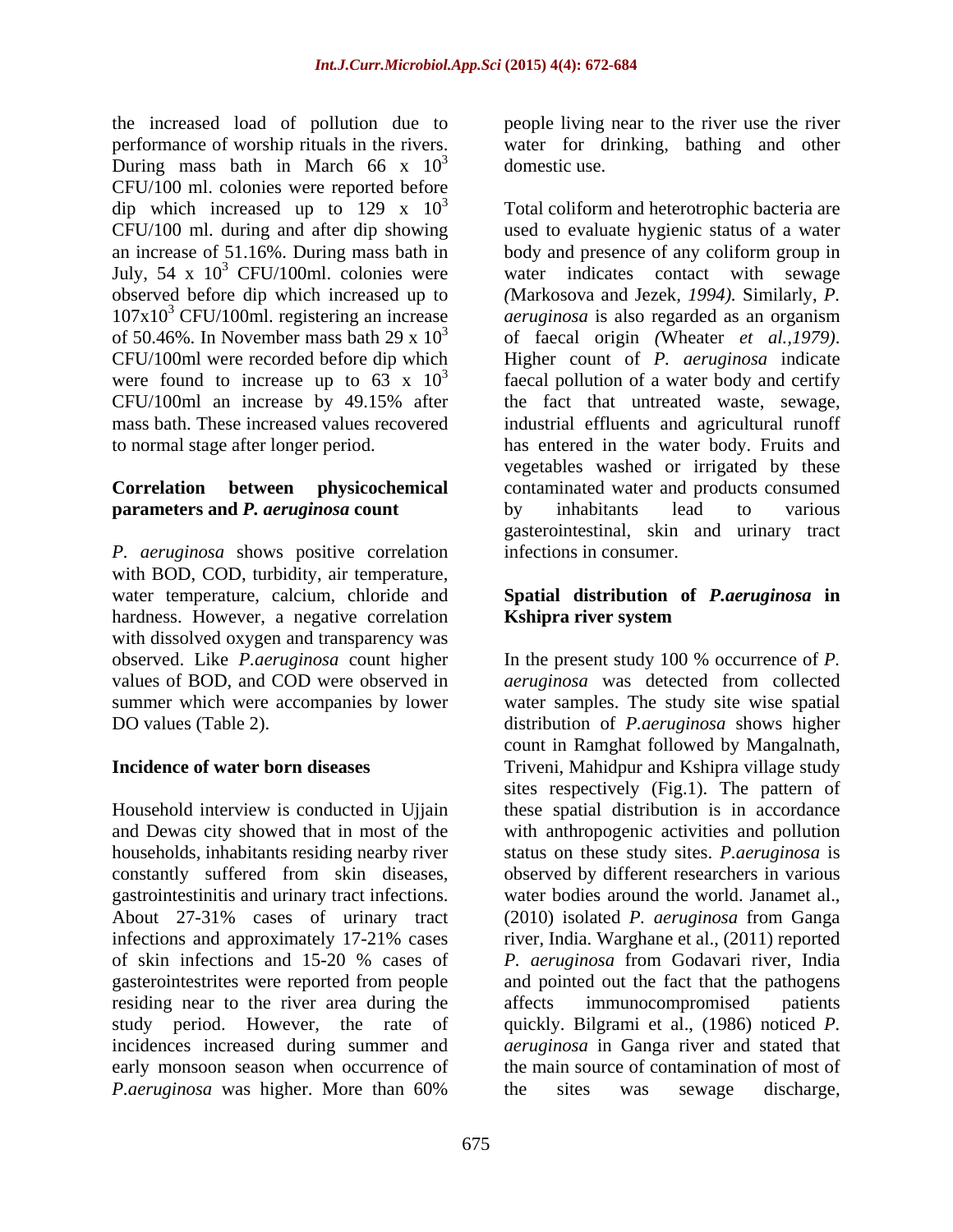the increased load of pollution due to performance of worship rituals in the rivers. During mass bath in March 66 x $10^3$ CFU/100 ml. colonies were reported before dip which increased up to 129 x $10^3$ CFU/100 ml. during and after dip showing an increase of 51.16%. During mass bath in July, 54 x $10^3$ CFU/100ml. colonies were observed before dip which increased up to 107x$10^3$ CFU/100ml. registering an increase of 50.46%. In November mass bath 29 x $10^3$ CFU/100ml were recorded before dip which were found to increase up to 63 x $10^3$ CFU/100ml an increase by 49.15% after mass bath. These increased values recovered to normal stage after longer period.

### Correlation between physicochemical parameters and *P. aeruginosa* count

*P. aeruginosa* shows positive correlation with BOD, COD, turbidity, air temperature, water temperature, calcium, chloride and hardness. However, a negative correlation with dissolved oxygen and transparency was observed. Like *P.aeruginosa* count higher values of BOD, and COD were observed in summer which were accompanies by lower DO values (Table 2).

### Incidence of water born diseases

Household interview is conducted in Ujjain and Dewas city showed that in most of the households, inhabitants residing nearby river constantly suffered from skin diseases, gastrointestinitis and urinary tract infections. About 27-31% cases of urinary tract infections and approximately 17-21% cases of skin infections and 15-20 % cases of gasterointestrites were reported from people residing near to the river area during the study period. However, the rate of incidences increased during summer and early monsoon season when occurrence of *P.aeruginosa* was higher. More than 60% people living near to the river use the river water for drinking, bathing and other domestic use.

Total coliform and heterotrophic bacteria are used to evaluate hygienic status of a water body and presence of any coliform group in water indicates contact with sewage *(*Markosova and Jezek, *1994).* Similarly, *P. aeruginosa* is also regarded as an organism of faecal origin *(*Wheater *et al.,1979)*. Higher count of *P. aeruginosa* indicate faecal pollution of a water body and certify the fact that untreated waste, sewage, industrial effluents and agricultural runoff has entered in the water body. Fruits and vegetables washed or irrigated by these contaminated water and products consumed by inhabitants lead to various gasterointestinal, skin and urinary tract infections in consumer.

### Spatial distribution of *P.aeruginosa* in Kshipra river system

In the present study 100 % occurrence of *P. aeruginosa* was detected from collected water samples. The study site wise spatial distribution of *P.aeruginosa* shows higher count in Ramghat followed by Mangalnath, Triveni, Mahidpur and Kshipra village study sites respectively (Fig.1). The pattern of these spatial distribution is in accordance with anthropogenic activities and pollution status on these study sites. *P.aeruginosa* is observed by different researchers in various water bodies around the world. Janamet al., (2010) isolated *P. aeruginosa* from Ganga river, India. Warghane et al., (2011) reported *P. aeruginosa* from Godavari river, India and pointed out the fact that the pathogens affects immunocompromised patients quickly. Bilgrami et al., (1986) noticed *P. aeruginosa* in Ganga river and stated that the main source of contamination of most of the sites was sewage discharge,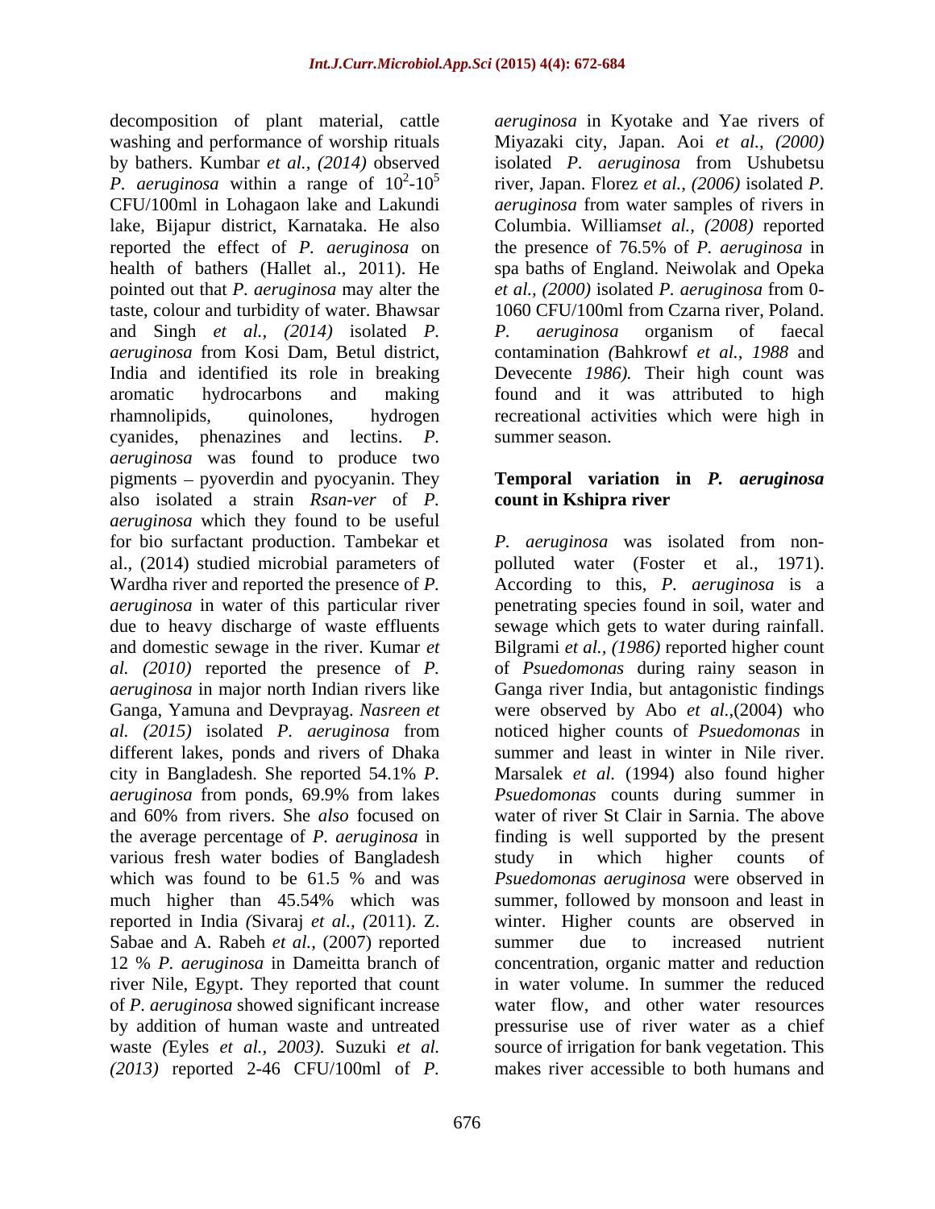decomposition of plant material, cattle washing and performance of worship rituals by bathers. Kumbar *et al., (2014)* observed *P. aeruginosa* within a range of $10^2$-$10^5$ CFU/100ml in Lohagaon lake and Lakundi lake, Bijapur district, Karnataka. He also reported the effect of *P. aeruginosa* on health of bathers (Hallet al., 2011). He pointed out that *P. aeruginosa* may alter the taste, colour and turbidity of water. Bhawsar and Singh *et al., (2014)* isolated *P. aeruginosa* from Kosi Dam, Betul district, India and identified its role in breaking aromatic hydrocarbons and making rhamnolipids, quinolones, hydrogen cyanides, phenazines and lectins. *P. aeruginosa* was found to produce two pigments – pyoverdin and pyocyanin. They also isolated a strain *Rsan-ver* of *P. aeruginosa* which they found to be useful for bio surfactant production. Tambekar et al., (2014) studied microbial parameters of Wardha river and reported the presence of *P. aeruginosa* in water of this particular river due to heavy discharge of waste effluents and domestic sewage in the river. Kumar *et al. (2010)* reported the presence of *P. aeruginosa* in major north Indian rivers like Ganga, Yamuna and Devprayag. *Nasreen et al. (2015)* isolated *P. aeruginosa* from different lakes, ponds and rivers of Dhaka city in Bangladesh. She reported 54.1% *P. aeruginosa* from ponds, 69.9% from lakes and 60% from rivers. She *also* focused on the average percentage of *P. aeruginosa* in various fresh water bodies of Bangladesh which was found to be 61.5 % and was much higher than 45.54% which was reported in India *(*Sivaraj *et al., (*2011). Z. Sabae and A. Rabeh *et al.,* (2007) reported 12 % *P. aeruginosa* in Dameitta branch of river Nile, Egypt. They reported that count of *P. aeruginosa* showed significant increase by addition of human waste and untreated waste *(*Eyles *et al., 2003).* Suzuki *et al. (2013)* reported 2-46 CFU/100ml of *P. aeruginosa* in Kyotake and Yae rivers of Miyazaki city, Japan. Aoi *et al., (2000)* isolated *P. aeruginosa* from Ushubetsu river, Japan. Florez *et al., (2006)* isolated *P. aeruginosa* from water samples of rivers in Columbia. Williams*et al., (2008)* reported the presence of 76.5% of *P. aeruginosa* in spa baths of England. Neiwolak and Opeka *et al., (2000)* isolated *P. aeruginosa* from 0-1060 CFU/100ml from Czarna river, Poland. *P. aeruginosa* organism of faecal contamination *(*Bahkrowf *et al., 1988* and Devecente *1986).* Their high count was found and it was attributed to high recreational activities which were high in summer season.

## Temporal variation in *P. aeruginosa* count in Kshipra river

*P. aeruginosa* was isolated from non-polluted water (Foster et al., 1971). According to this, *P. aeruginosa* is a penetrating species found in soil, water and sewage which gets to water during rainfall. Bilgrami *et al., (1986)* reported higher count of *Psuedomonas* during rainy season in Ganga river India, but antagonistic findings were observed by Abo *et al.,*(2004) who noticed higher counts of *Psuedomonas* in summer and least in winter in Nile river. Marsalek *et al.* (1994) also found higher *Psuedomonas* counts during summer in water of river St Clair in Sarnia. The above finding is well supported by the present study in which higher counts of *Psuedomonas aeruginosa* were observed in summer, followed by monsoon and least in winter. Higher counts are observed in summer due to increased nutrient concentration, organic matter and reduction in water volume. In summer the reduced water flow, and other water resources pressurise use of river water as a chief source of irrigation for bank vegetation. This makes river accessible to both humans and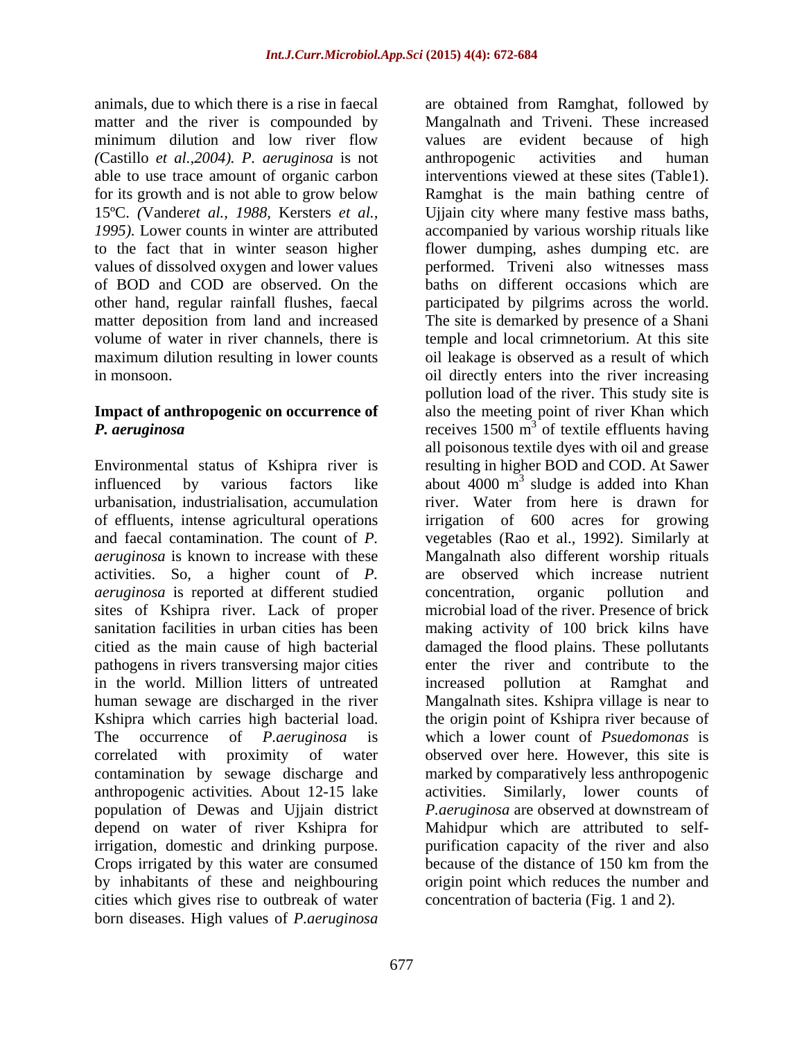animals, due to which there is a rise in faecal matter and the river is compounded by minimum dilution and low river flow *(*Castillo *et al.,2004). P. aeruginosa* is not able to use trace amount of organic carbon for its growth and is not able to grow below 15ºC. *(*Vander*et al., 1988,* Kersters *et al., 1995).* Lower counts in winter are attributed to the fact that in winter season higher values of dissolved oxygen and lower values of BOD and COD are observed. On the other hand, regular rainfall flushes, faecal matter deposition from land and increased volume of water in river channels, there is maximum dilution resulting in lower counts in monsoon.

**Impact of anthropogenic on occurrence of *P. aeruginosa***

Environmental status of Kshipra river is influenced by various factors like urbanisation, industrialisation, accumulation of effluents, intense agricultural operations and faecal contamination. The count of *P. aeruginosa* is known to increase with these activities. So, a higher count of *P. aeruginosa* is reported at different studied sites of Kshipra river. Lack of proper sanitation facilities in urban cities has been citied as the main cause of high bacterial pathogens in rivers transversing major cities in the world. Million litters of untreated human sewage are discharged in the river Kshipra which carries high bacterial load. The occurrence of *P.aeruginosa* is correlated with proximity of water contamination by sewage discharge and anthropogenic activities*.* About 12-15 lake population of Dewas and Ujjain district depend on water of river Kshipra for irrigation, domestic and drinking purpose. Crops irrigated by this water are consumed by inhabitants of these and neighbouring cities which gives rise to outbreak of water born diseases. High values of *P.aeruginosa* are obtained from Ramghat, followed by Mangalnath and Triveni. These increased values are evident because of high anthropogenic activities and human interventions viewed at these sites (Table1). Ramghat is the main bathing centre of Ujjain city where many festive mass baths, accompanied by various worship rituals like flower dumping, ashes dumping etc. are performed. Triveni also witnesses mass baths on different occasions which are participated by pilgrims across the world. The site is demarked by presence of a Shani temple and local crimnetorium. At this site oil leakage is observed as a result of which oil directly enters into the river increasing pollution load of the river. This study site is also the meeting point of river Khan which receives 1500 $m^3$ of textile effluents having all poisonous textile dyes with oil and grease resulting in higher BOD and COD. At Sawer about 4000 $m^3$ sludge is added into Khan river. Water from here is drawn for irrigation of 600 acres for growing vegetables (Rao et al., 1992). Similarly at Mangalnath also different worship rituals are observed which increase nutrient concentration, organic pollution and microbial load of the river. Presence of brick making activity of 100 brick kilns have damaged the flood plains. These pollutants enter the river and contribute to the increased pollution at Ramghat and Mangalnath sites. Kshipra village is near to the origin point of Kshipra river because of which a lower count of *Psuedomonas* is observed over here. However, this site is marked by comparatively less anthropogenic activities. Similarly, lower counts of *P.aeruginosa* are observed at downstream of Mahidpur which are attributed to self-purification capacity of the river and also because of the distance of 150 km from the origin point which reduces the number and concentration of bacteria (Fig. 1 and 2).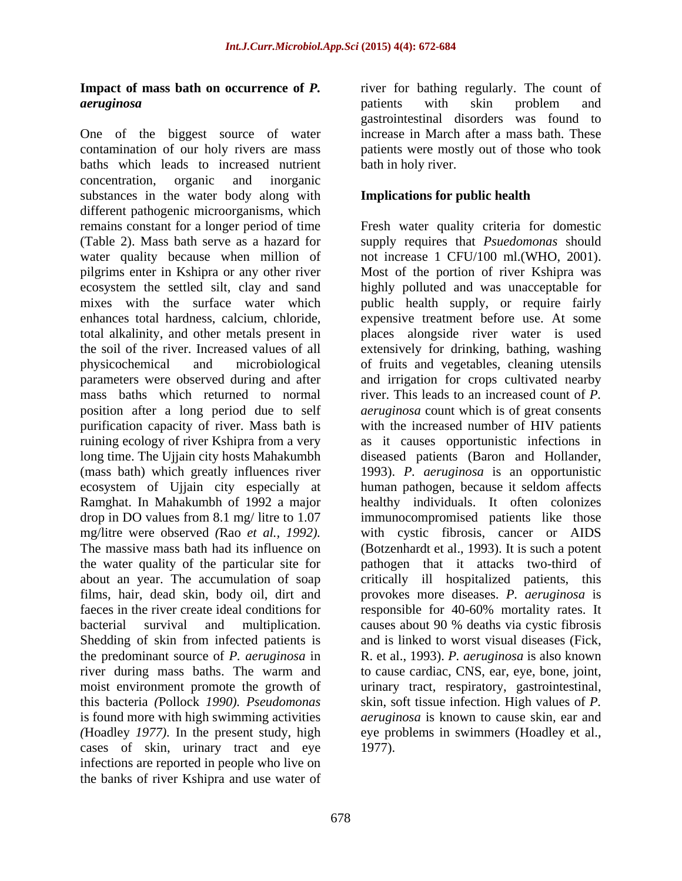**Impact of mass bath on occurrence of *P. aeruginosa***

One of the biggest source of water contamination of our holy rivers are mass baths which leads to increased nutrient concentration, organic and inorganic substances in the water body along with different pathogenic microorganisms, which remains constant for a longer period of time (Table 2). Mass bath serve as a hazard for water quality because when million of pilgrims enter in Kshipra or any other river ecosystem the settled silt, clay and sand mixes with the surface water which enhances total hardness, calcium, chloride, total alkalinity, and other metals present in the soil of the river. Increased values of all physicochemical and microbiological parameters were observed during and after mass baths which returned to normal position after a long period due to self purification capacity of river. Mass bath is ruining ecology of river Kshipra from a very long time. The Ujjain city hosts Mahakumbh (mass bath) which greatly influences river ecosystem of Ujjain city especially at Ramghat. In Mahakumbh of 1992 a major drop in DO values from 8.1 mg/ litre to 1.07 mg/litre were observed *(*Rao *et al., 1992).* The massive mass bath had its influence on the water quality of the particular site for about an year. The accumulation of soap films, hair, dead skin, body oil, dirt and faeces in the river create ideal conditions for bacterial survival and multiplication. Shedding of skin from infected patients is the predominant source of *P. aeruginosa* in river during mass baths. The warm and moist environment promote the growth of this bacteria *(*Pollock *1990). Pseudomonas* is found more with high swimming activities *(*Hoadley *1977).* In the present study, high cases of skin, urinary tract and eye infections are reported in people who live on the banks of river Kshipra and use water of river for bathing regularly. The count of patients with skin problem and gastrointestinal disorders was found to increase in March after a mass bath. These patients were mostly out of those who took bath in holy river.

**Implications for public health**

Fresh water quality criteria for domestic supply requires that *Psuedomonas* should not increase 1 CFU/100 ml.(WHO, 2001). Most of the portion of river Kshipra was highly polluted and was unacceptable for public health supply, or require fairly expensive treatment before use. At some places alongside river water is used extensively for drinking, bathing, washing of fruits and vegetables, cleaning utensils and irrigation for crops cultivated nearby river. This leads to an increased count of *P. aeruginosa* count which is of great consents with the increased number of HIV patients as it causes opportunistic infections in diseased patients (Baron and Hollander, 1993). *P. aeruginosa* is an opportunistic human pathogen, because it seldom affects healthy individuals. It often colonizes immunocompromised patients like those with cystic fibrosis, cancer or AIDS (Botzenhardt et al., 1993). It is such a potent pathogen that it attacks two-third of critically ill hospitalized patients, this provokes more diseases. *P. aeruginosa* is responsible for 40-60% mortality rates. It causes about 90 % deaths via cystic fibrosis and is linked to worst visual diseases (Fick, R. et al., 1993). *P. aeruginosa* is also known to cause cardiac, CNS, ear, eye, bone, joint, urinary tract, respiratory, gastrointestinal, skin, soft tissue infection. High values of *P. aeruginosa* is known to cause skin, ear and eye problems in swimmers (Hoadley et al., 1977).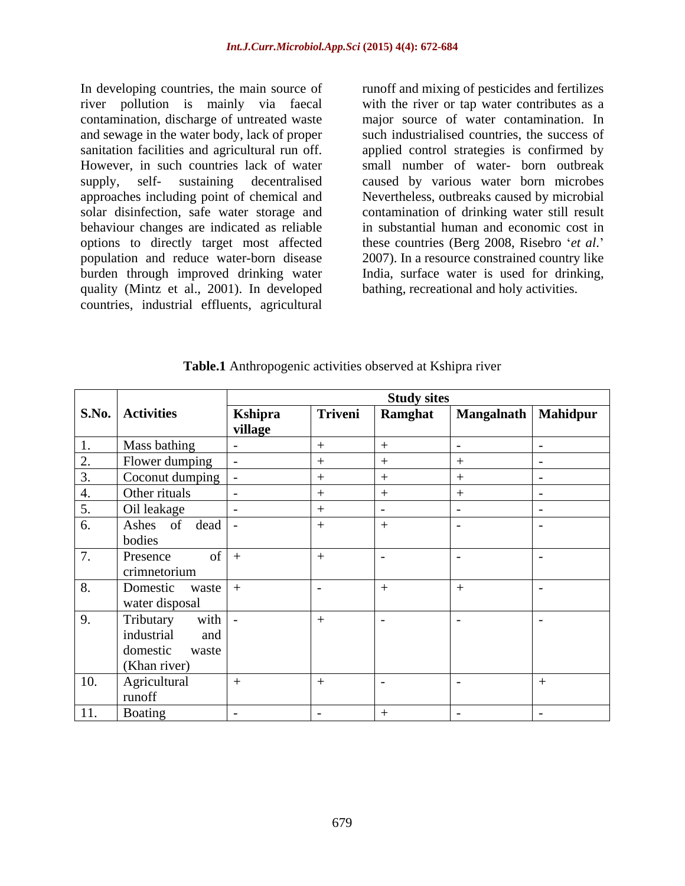In developing countries, the main source of river pollution is mainly via faecal contamination, discharge of untreated waste and sewage in the water body, lack of proper sanitation facilities and agricultural run off. However, in such countries lack of water supply, self- sustaining decentralised approaches including point of chemical and solar disinfection, safe water storage and behaviour changes are indicated as reliable options to directly target most affected population and reduce water-born disease burden through improved drinking water quality (Mintz et al., 2001). In developed countries, industrial effluents, agricultural runoff and mixing of pesticides and fertilizes with the river or tap water contributes as a major source of water contamination. In such industrialised countries, the success of applied control strategies is confirmed by small number of water- born outbreak caused by various water born microbes Nevertheless, outbreaks caused by microbial contamination of drinking water still result in substantial human and economic cost in these countries (Berg 2008, Risebro '*et al.*' 2007). In a resource constrained country like India, surface water is used for drinking, bathing, recreational and holy activities.

**Table.1** Anthropogenic activities observed at Kshipra river

| S.No. | Activities | Study sites | | | | |
|---|---|---|---|---|---|---|
| | | Kshipra village | Triveni | Ramghat | Mangalnath | Mahidpur |
| 1. | Mass bathing | - | + | + | - | - |
| 2. | Flower dumping | - | + | + | + | - |
| 3. | Coconut dumping | - | + | + | + | - |
| 4. | Other rituals | - | + | + | + | - |
| 5. | Oil leakage | - | + | - | - | - |
| 6. | Ashes of dead bodies | - | + | + | - | - |
| 7. | Presence of crimnetorium | + | + | - | - | - |
| 8. | Domestic waste water disposal | + | - | + | + | - |
| 9. | Tributary with industrial and domestic waste (Khan river) | - | + | - | - | - |
| 10. | Agricultural runoff | + | + | - | - | + |
| 11. | Boating | - | - | + | - | - |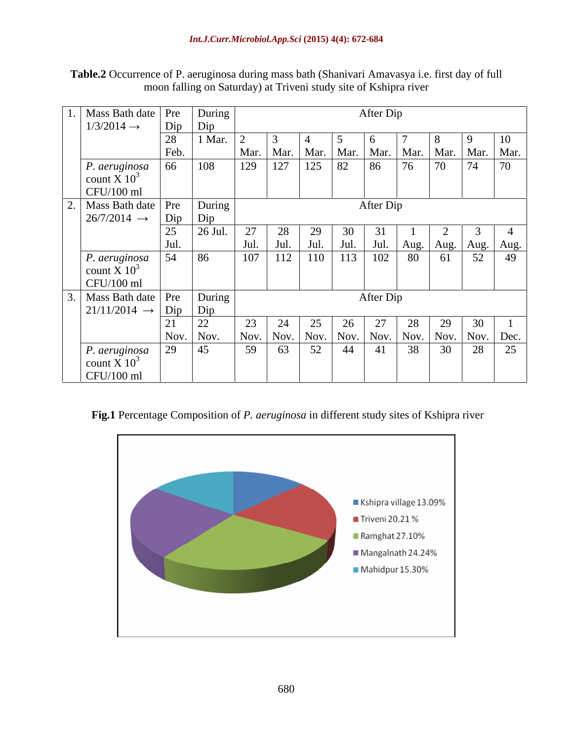**Table.2** Occurrence of P. aeruginosa during mass bath (Shanivari Amavasya i.e. first day of full moon falling on Saturday) at Triveni study site of Kshipra river

| | | Pre Dip | During Dip | After Dip | | | | | | | | |
|---|---|---|---|---|---|---|---|---|---|---|---|---|
| 1. | Mass Bath date 1/3/2014 → | 28 Feb. | 1 Mar. | 2 Mar. | 3 Mar. | 4 Mar. | 5 Mar. | 6 Mar. | 7 Mar. | 8 Mar. | 9 Mar. | 10 Mar. |
| | *P. aeruginosa* count X $10^3$ CFU/100 ml | 66 | 108 | 129 | 127 | 125 | 82 | 86 | 76 | 70 | 74 | 70 |
| 2. | Mass Bath date 26/7/2014 → | Pre Dip | During Dip | After Dip | | | | | | | | |
| | | 25 Jul. | 26 Jul. | 27 Jul. | 28 Jul. | 29 Jul. | 30 Jul. | 31 Jul. | 1 Aug. | 2 Aug. | 3 Aug. | 4 Aug. |
| | *P. aeruginosa* count X $10^3$ CFU/100 ml | 54 | 86 | 107 | 112 | 110 | 113 | 102 | 80 | 61 | 52 | 49 |
| 3. | Mass Bath date 21/11/2014 → | Pre Dip | During Dip | After Dip | | | | | | | | |
| | | 21 Nov. | 22 Nov. | 23 Nov. | 24 Nov. | 25 Nov. | 26 Nov. | 27 Nov. | 28 Nov. | 29 Nov. | 30 Nov. | 1 Dec. |
| | *P. aeruginosa* count X $10^3$ CFU/100 ml | 29 | 45 | 59 | 63 | 52 | 44 | 41 | 38 | 30 | 28 | 25 |

**Fig.1** Percentage Composition of *P. aeruginosa* in different study sites of Kshipra river

- Kshipra village 13.09%
- Triveni 20.21 %
- Ramghat 27.10%
- Mangalnath 24.24%
- Mahidpur 15.30%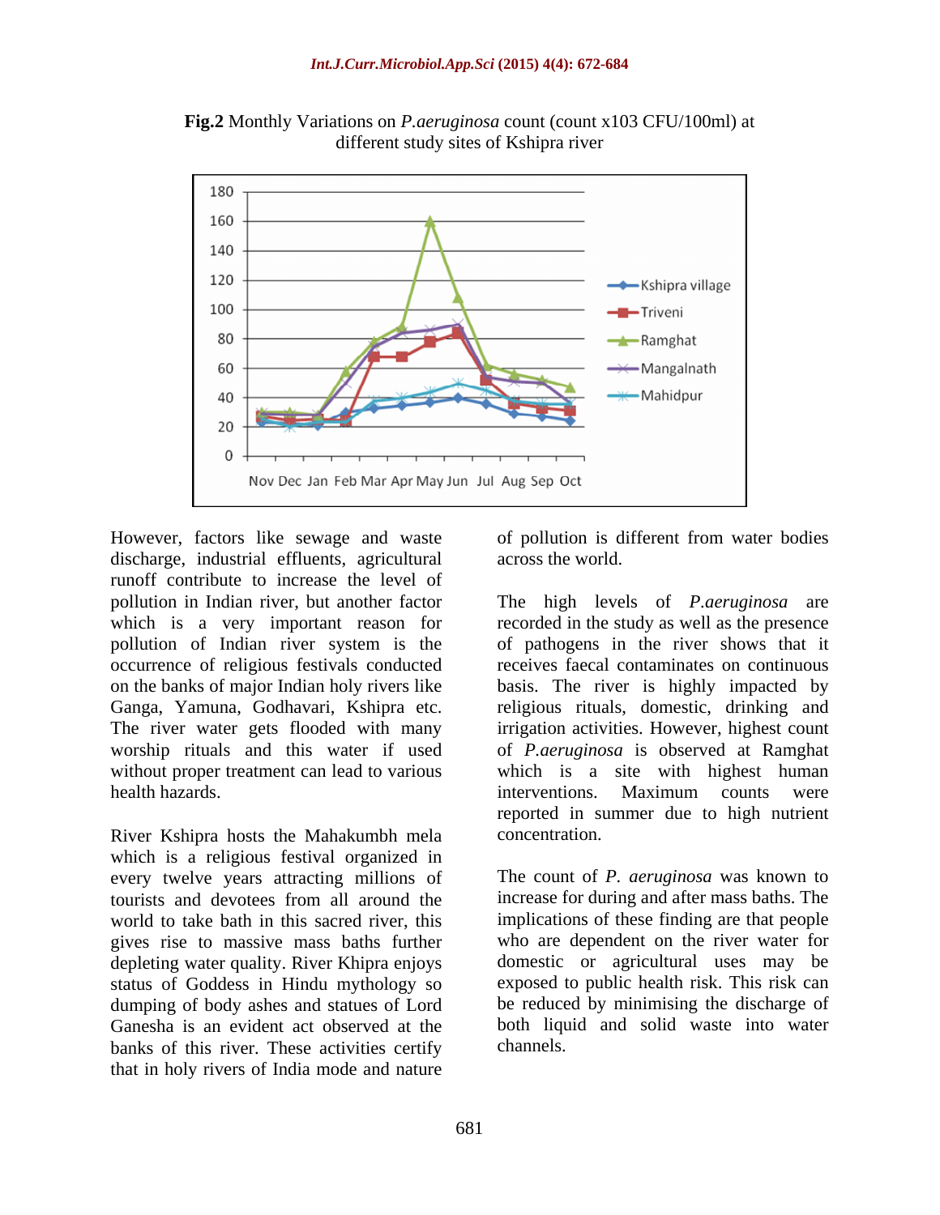**Fig.2** Monthly Variations on *P.aeruginosa* count (count x103 CFU/100ml) at different study sites of Kshipra river

However, factors like sewage and waste discharge, industrial effluents, agricultural runoff contribute to increase the level of pollution in Indian river, but another factor which is a very important reason for pollution of Indian river system is the occurrence of religious festivals conducted on the banks of major Indian holy rivers like Ganga, Yamuna, Godhavari, Kshipra etc. The river water gets flooded with many worship rituals and this water if used without proper treatment can lead to various health hazards.

River Kshipra hosts the Mahakumbh mela which is a religious festival organized in every twelve years attracting millions of tourists and devotees from all around the world to take bath in this sacred river, this gives rise to massive mass baths further depleting water quality. River Khipra enjoys status of Goddess in Hindu mythology so dumping of body ashes and statues of Lord Ganesha is an evident act observed at the banks of this river. These activities certify that in holy rivers of India mode and nature of pollution is different from water bodies across the world.

The high levels of *P.aeruginosa* are recorded in the study as well as the presence of pathogens in the river shows that it receives faecal contaminates on continuous basis. The river is highly impacted by religious rituals, domestic, drinking and irrigation activities. However, highest count of *P.aeruginosa* is observed at Ramghat which is a site with highest human interventions. Maximum counts were reported in summer due to high nutrient concentration.

The count of *P. aeruginosa* was known to increase for during and after mass baths. The implications of these finding are that people who are dependent on the river water for domestic or agricultural uses may be exposed to public health risk. This risk can be reduced by minimising the discharge of both liquid and solid waste into water channels.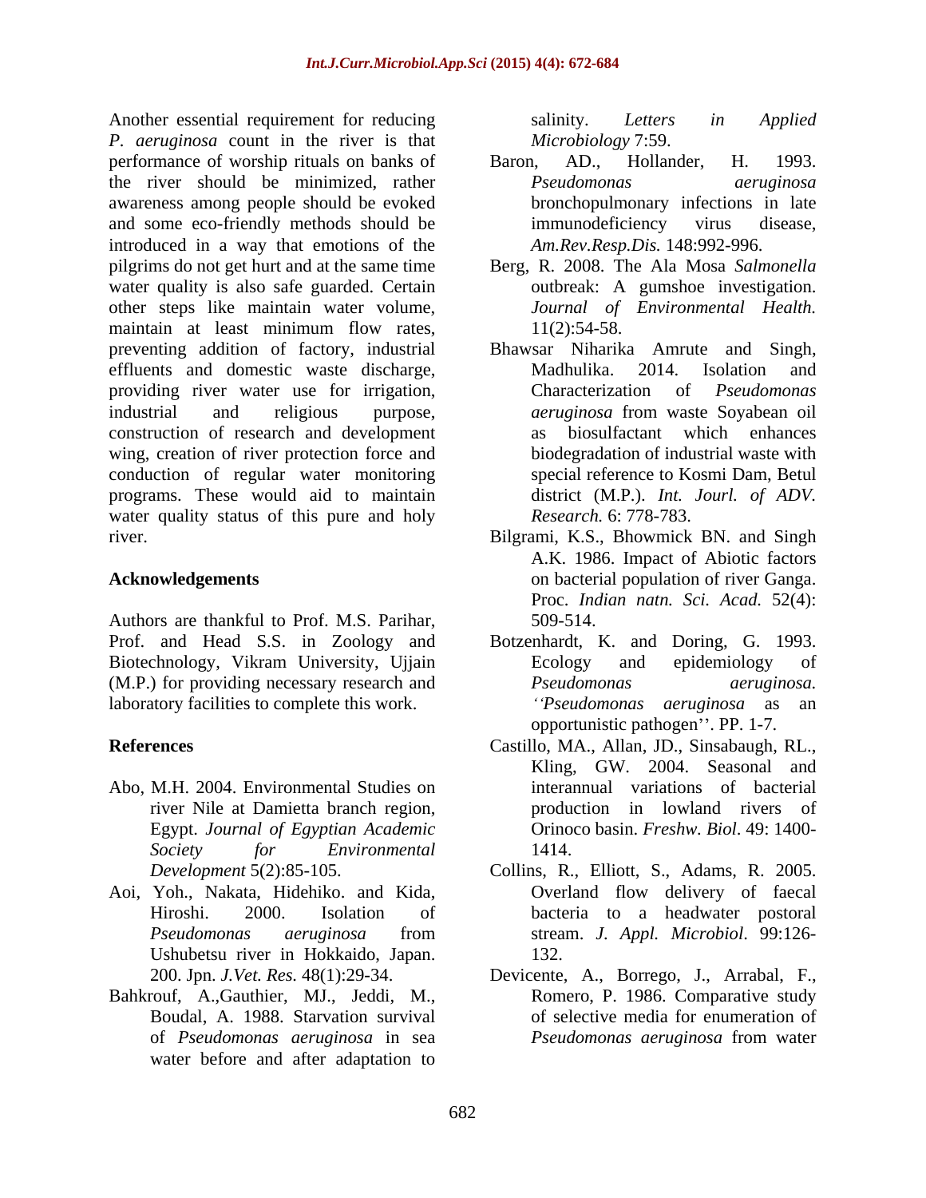Another essential requirement for reducing *P. aeruginosa* count in the river is that performance of worship rituals on banks of the river should be minimized, rather awareness among people should be evoked and some eco-friendly methods should be introduced in a way that emotions of the pilgrims do not get hurt and at the same time water quality is also safe guarded. Certain other steps like maintain water volume, maintain at least minimum flow rates, preventing addition of factory, industrial effluents and domestic waste discharge, providing river water use for irrigation, industrial and religious purpose, construction of research and development wing, creation of river protection force and conduction of regular water monitoring programs. These would aid to maintain water quality status of this pure and holy river.

## Acknowledgements

Authors are thankful to Prof. M.S. Parihar, Prof. and Head S.S. in Zoology and Biotechnology, Vikram University, Ujjain (M.P.) for providing necessary research and laboratory facilities to complete this work.

## References

- Abo, M.H. 2004. Environmental Studies on river Nile at Damietta branch region, Egypt. *Journal of Egyptian Academic Society for Environmental Development* 5(2):85-105.
- Aoi, Yoh., Nakata, Hidehiko. and Kida, Hiroshi. 2000. Isolation of *Pseudomonas aeruginosa* from Ushubetsu river in Hokkaido, Japan. 200. Jpn. *J.Vet. Res.* 48(1):29-34.
- Bahkrouf, A.,Gauthier, MJ., Jeddi, M., Boudal, A. 1988. Starvation survival of *Pseudomonas aeruginosa* in sea water before and after adaptation to salinity. *Letters in Applied Microbiology* 7:59.
- Baron, AD., Hollander, H. 1993. *Pseudomonas aeruginosa* bronchopulmonary infections in late immunodeficiency virus disease, *Am.Rev.Resp.Dis.* 148:992-996.
- Berg, R. 2008. The Ala Mosa *Salmonella* outbreak: A gumshoe investigation. *Journal of Environmental Health.* 11(2):54-58.
- Bhawsar Niharika Amrute and Singh, Madhulika. 2014. Isolation and Characterization of *Pseudomonas aeruginosa* from waste Soyabean oil as biosulfactant which enhances biodegradation of industrial waste with special reference to Kosmi Dam, Betul district (M.P.). *Int. Jourl. of ADV. Research.* 6: 778-783.
- Bilgrami, K.S., Bhowmick BN. and Singh A.K. 1986. Impact of Abiotic factors on bacterial population of river Ganga. Proc. *Indian natn. Sci. Acad.* 52(4): 509-514.
- Botzenhardt, K. and Doring, G. 1993. Ecology and epidemiology of *Pseudomonas aeruginosa. ''Pseudomonas aeruginosa* as an opportunistic pathogen''. PP. 1-7.
- Castillo, MA., Allan, JD., Sinsabaugh, RL., Kling, GW. 2004. Seasonal and interannual variations of bacterial production in lowland rivers of Orinoco basin. *Freshw. Biol*. 49: 1400-1414.
- Collins, R., Elliott, S., Adams, R. 2005. Overland flow delivery of faecal bacteria to a headwater postoral stream. *J. Appl. Microbiol*. 99:126-132.
- Devicente, A., Borrego, J., Arrabal, F., Romero, P. 1986. Comparative study of selective media for enumeration of *Pseudomonas aeruginosa* from water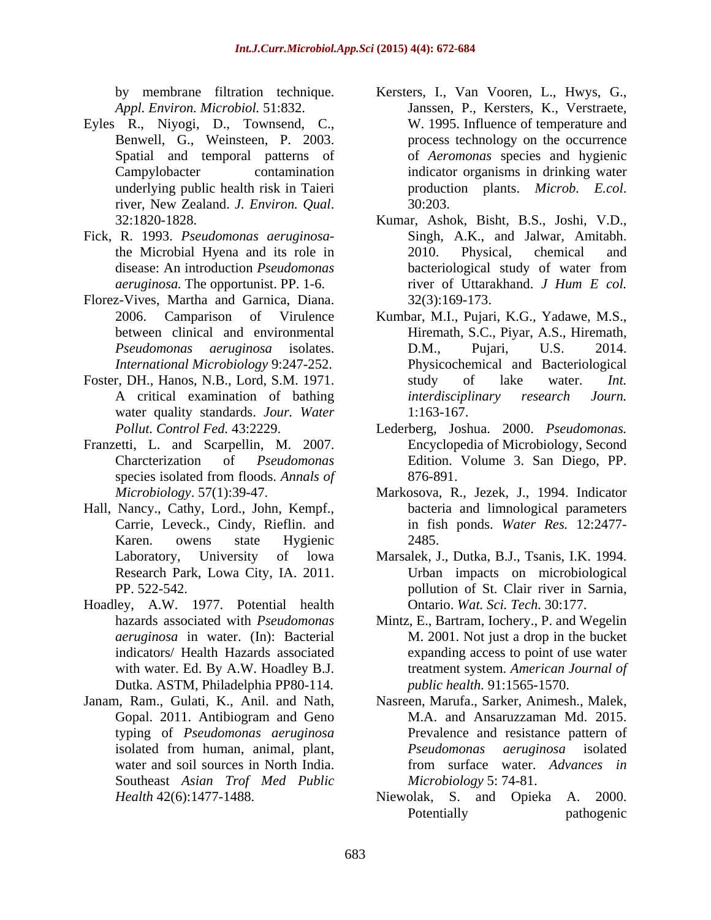by membrane filtration technique. *Appl. Environ. Microbiol.* 51:832.

Eyles R., Niyogi, D., Townsend, C., Benwell, G., Weinsteen, P. 2003. Spatial and temporal patterns of Campylobacter contamination underlying public health risk in Taieri river, New Zealand. *J. Environ. Qual*. 32:1820-1828.

Fick, R. 1993. *Pseudomonas aeruginosa*-the Microbial Hyena and its role in disease: An introduction *Pseudomonas aeruginosa.* The opportunist. PP. 1-6.

Florez-Vives, Martha and Garnica, Diana. 2006. Camparison of Virulence between clinical and environmental *Pseudomonas aeruginosa* isolates. *International Microbiology* 9:247-252.

Foster, DH., Hanos, N.B., Lord, S.M. 1971. A critical examination of bathing water quality standards. *Jour. Water Pollut. Control Fed.* 43:2229.

Franzetti, L. and Scarpellin, M. 2007. Charcterization of *Pseudomonas* species isolated from floods. *Annals of Microbiology*. 57(1):39-47.

Hall, Nancy., Cathy, Lord., John, Kempf., Carrie, Leveck., Cindy, Rieflin. and Karen. owens state Hygienic Laboratory, University of lowa Research Park, Lowa City, IA. 2011. PP. 522-542.

Hoadley, A.W. 1977. Potential health hazards associated with *Pseudomonas aeruginosa* in water. (In): Bacterial indicators/ Health Hazards associated with water. Ed. By A.W. Hoadley B.J. Dutka. ASTM, Philadelphia PP80-114.

Janam, Ram., Gulati, K., Anil. and Nath, Gopal. 2011. Antibiogram and Geno typing of *Pseudomonas aeruginosa* isolated from human, animal, plant, water and soil sources in North India. Southeast *Asian Trof Med Public Health* 42(6):1477-1488.

Kersters, I., Van Vooren, L., Hwys, G., Janssen, P., Kersters, K., Verstraete, W. 1995. Influence of temperature and process technology on the occurrence of *Aeromonas* species and hygienic indicator organisms in drinking water production plants. *Microb. E.col*. 30:203.

Kumar, Ashok, Bisht, B.S., Joshi, V.D., Singh, A.K., and Jalwar, Amitabh. 2010. Physical, chemical and bacteriological study of water from river of Uttarakhand. *J Hum E col.* 32(3):169-173.

Kumbar, M.I., Pujari, K.G., Yadawe, M.S., Hiremath, S.C., Piyar, A.S., Hiremath, D.M., Pujari, U.S. 2014. Physicochemical and Bacteriological study of lake water. *Int. interdisciplinary research Journ.* 1:163-167.

Lederberg, Joshua. 2000. *Pseudomonas.* Encyclopedia of Microbiology, Second Edition. Volume 3. San Diego, PP. 876-891.

Markosova, R., Jezek, J., 1994. Indicator bacteria and limnological parameters in fish ponds. *Water Res.* 12:2477-2485.

Marsalek, J., Dutka, B.J., Tsanis, I.K. 1994. Urban impacts on microbiological pollution of St. Clair river in Sarnia, Ontario. *Wat. Sci. Tech.* 30:177.

Mintz, E., Bartram, Iochery., P. and Wegelin M. 2001. Not just a drop in the bucket expanding access to point of use water treatment system. *American Journal of public health.* 91:1565-1570.

Nasreen, Marufa., Sarker, Animesh., Malek, M.A. and Ansaruzzaman Md. 2015. Prevalence and resistance pattern of *Pseudomonas aeruginosa* isolated from surface water. *Advances in Microbiology* 5: 74-81.

Niewolak, S. and Opieka A. 2000. Potentially pathogenic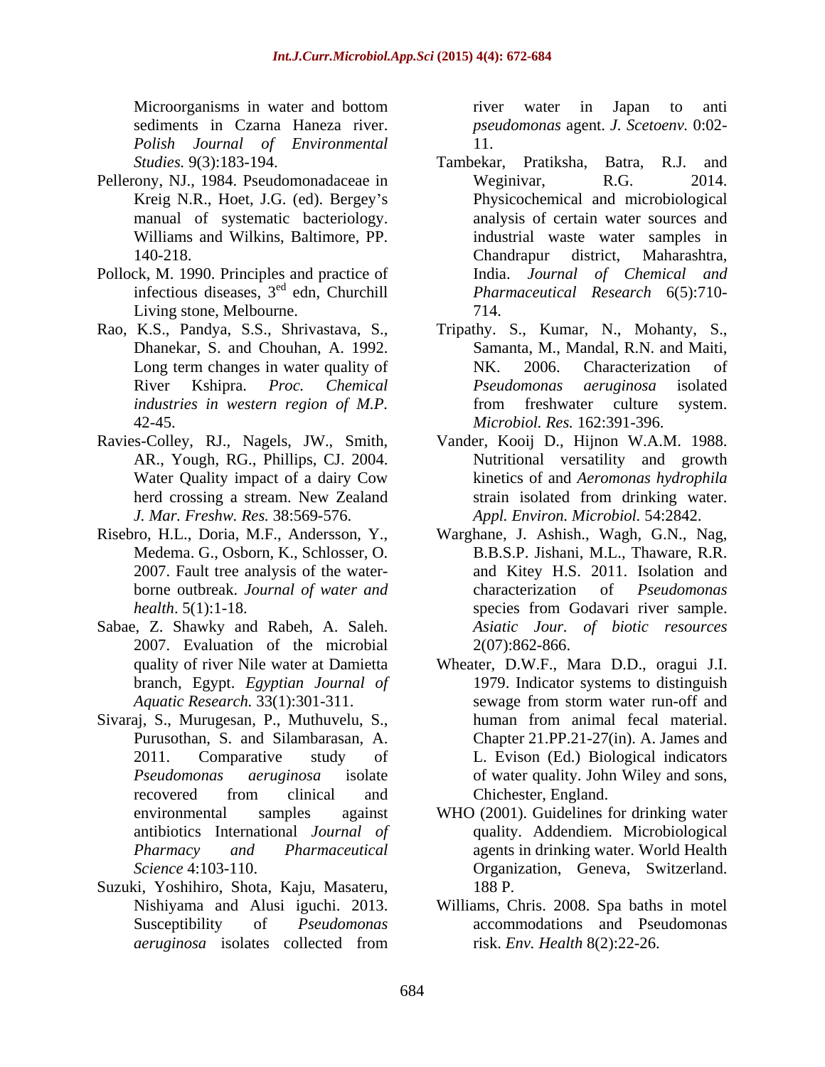Microorganisms in water and bottom sediments in Czarna Haneza river. *Polish Journal of Environmental Studies.* 9(3):183-194.

Pellerony, NJ., 1984. Pseudomonadaceae in Kreig N.R., Hoet, J.G. (ed). Bergey's manual of systematic bacteriology. Williams and Wilkins, Baltimore, PP. 140-218.

Pollock, M. 1990. Principles and practice of infectious diseases, 3[ed] edn, Churchill Living stone, Melbourne.

Rao, K.S., Pandya, S.S., Shrivastava, S., Dhanekar, S. and Chouhan, A. 1992. Long term changes in water quality of River Kshipra. *Proc. Chemical industries in western region of M.P*. 42-45.

Ravies-Colley, RJ., Nagels, JW., Smith, AR., Yough, RG., Phillips, CJ. 2004. Water Quality impact of a dairy Cow herd crossing a stream. New Zealand *J. Mar. Freshw. Res.* 38:569-576.

Risebro, H.L., Doria, M.F., Andersson, Y., Medema. G., Osborn, K., Schlosser, O. 2007. Fault tree analysis of the water-borne outbreak. *Journal of water and health*. 5(1):1-18.

Sabae, Z. Shawky and Rabeh, A. Saleh. 2007. Evaluation of the microbial quality of river Nile water at Damietta branch, Egypt. *Egyptian Journal of Aquatic Research.* 33(1):301-311.

Sivaraj, S., Murugesan, P., Muthuvelu, S., Purusothan, S. and Silambarasan, A. 2011. Comparative study of *Pseudomonas aeruginosa* isolate recovered from clinical and environmental samples against antibiotics International *Journal of Pharmacy and Pharmaceutical Science* 4:103-110.

Suzuki, Yoshihiro, Shota, Kaju, Masateru, Nishiyama and Alusi iguchi. 2013. Susceptibility of *Pseudomonas aeruginosa* isolates collected from river water in Japan to anti *pseudomonas* agent. *J. Scetoenv.* 0:02-11.

Tambekar, Pratiksha, Batra, R.J. and Weginivar, R.G. 2014. Physicochemical and microbiological analysis of certain water sources and industrial waste water samples in Chandrapur district, Maharashtra, India. *Journal of Chemical and Pharmaceutical Research* 6(5):710-714.

Tripathy. S., Kumar, N., Mohanty, S., Samanta, M., Mandal, R.N. and Maiti, NK. 2006. Characterization of *Pseudomonas aeruginosa* isolated from freshwater culture system. *Microbiol. Res.* 162:391-396.

Vander, Kooij D., Hijnon W.A.M. 1988. Nutritional versatility and growth kinetics of and *Aeromonas hydrophila* strain isolated from drinking water. *Appl. Environ. Microbiol.* 54:2842.

Warghane, J. Ashish., Wagh, G.N., Nag, B.B.S.P. Jishani, M.L., Thaware, R.R. and Kitey H.S. 2011. Isolation and characterization of *Pseudomonas* species from Godavari river sample. *Asiatic Jour. of biotic resources* 2(07):862-866.

Wheater, D.W.F., Mara D.D., oragui J.I. 1979. Indicator systems to distinguish sewage from storm water run-off and human from animal fecal material. Chapter 21.PP.21-27(in). A. James and L. Evison (Ed.) Biological indicators of water quality. John Wiley and sons, Chichester, England.

WHO (2001). Guidelines for drinking water quality. Addendiem. Microbiological agents in drinking water. World Health Organization, Geneva, Switzerland. 188 P.

Williams, Chris. 2008. Spa baths in motel accommodations and Pseudomonas risk. *Env. Health* 8(2):22-26.